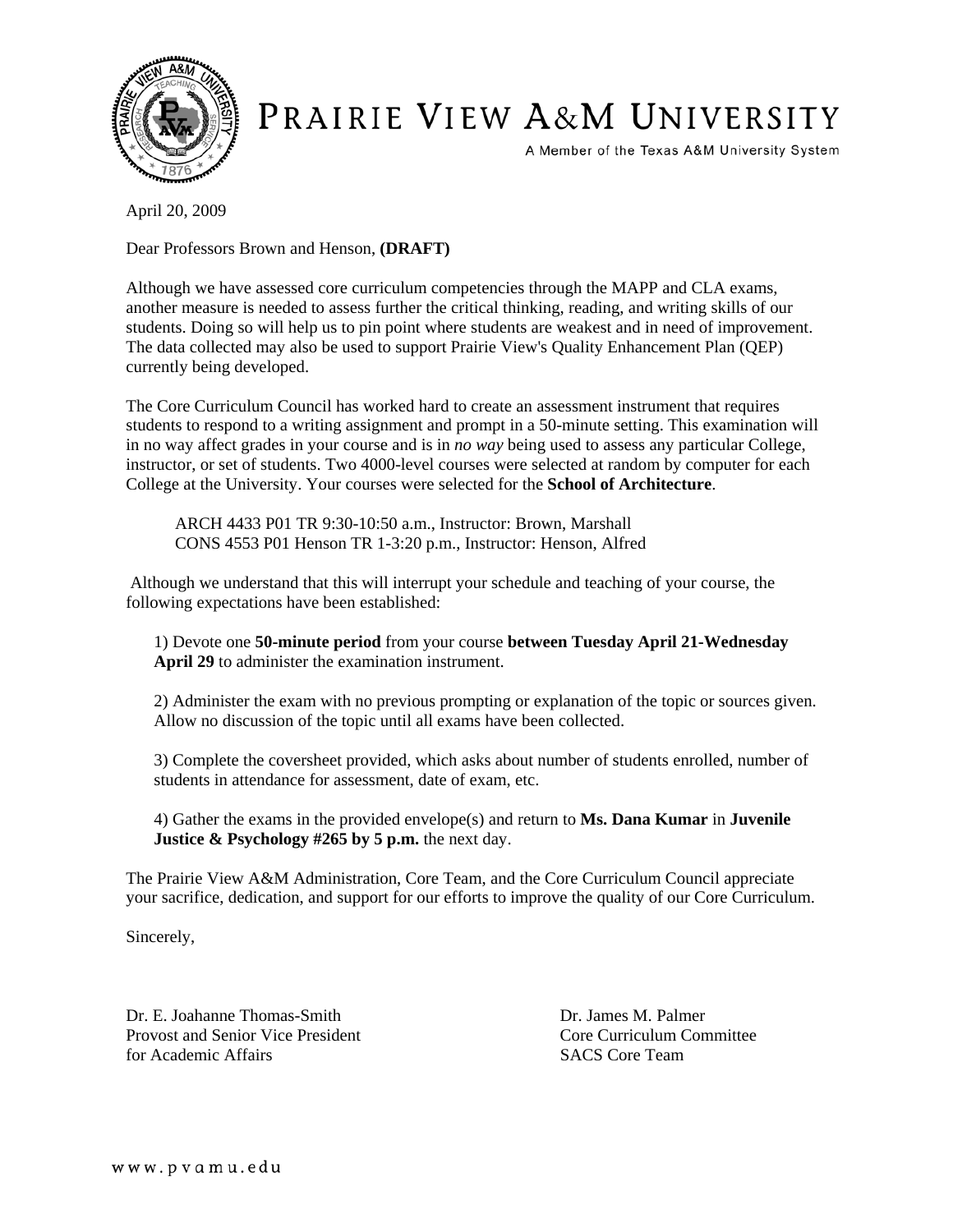# PRAIRIE VIEW A&M UNIVERSITY

A Member of the Texas A&M University System

April 20, 2009

Dear Professors Brown and Henson, **(DRAFT)**

Although we have assessed core curriculum competencies through the MAPP and CLA exams, another measure is needed to assess further the critical thinking, reading, and writing skills of our students. Doing so will help us to pin point where students are weakest and in need of improvement. The data collected may also be used to support Prairie View's Quality Enhancement Plan (QEP) currently being developed.

The Core Curriculum Council has worked hard to create an assessment instrument that requires students to respond to a writing assignment and prompt in a 50-minute setting. This examination will in no way affect grades in your course and is in *no way* being used to assess any particular College, instructor, or set of students. Two 4000-level courses were selected at random by computer for each College at the University. Your courses were selected for the **School of Architecture**.

ARCH 4433 P01 TR 9:30-10:50 a.m., Instructor: Brown, Marshall
CONS 4553 P01 Henson TR 1-3:20 p.m., Instructor: Henson, Alfred

Although we understand that this will interrupt your schedule and teaching of your course, the following expectations have been established:

1) Devote one **50-minute period** from your course **between Tuesday April 21-Wednesday April 29** to administer the examination instrument.

2) Administer the exam with no previous prompting or explanation of the topic or sources given. Allow no discussion of the topic until all exams have been collected.

3) Complete the coversheet provided, which asks about number of students enrolled, number of students in attendance for assessment, date of exam, etc.

4) Gather the exams in the provided envelope(s) and return to **Ms. Dana Kumar** in **Juvenile Justice & Psychology #265 by 5 p.m.** the next day.

The Prairie View A&M Administration, Core Team, and the Core Curriculum Council appreciate your sacrifice, dedication, and support for our efforts to improve the quality of our Core Curriculum.

Sincerely,

Dr. E. Joahanne Thomas-Smith
Provost and Senior Vice President
for Academic Affairs

Dr. James M. Palmer
Core Curriculum Committee
SACS Core Team

www.pvamu.edu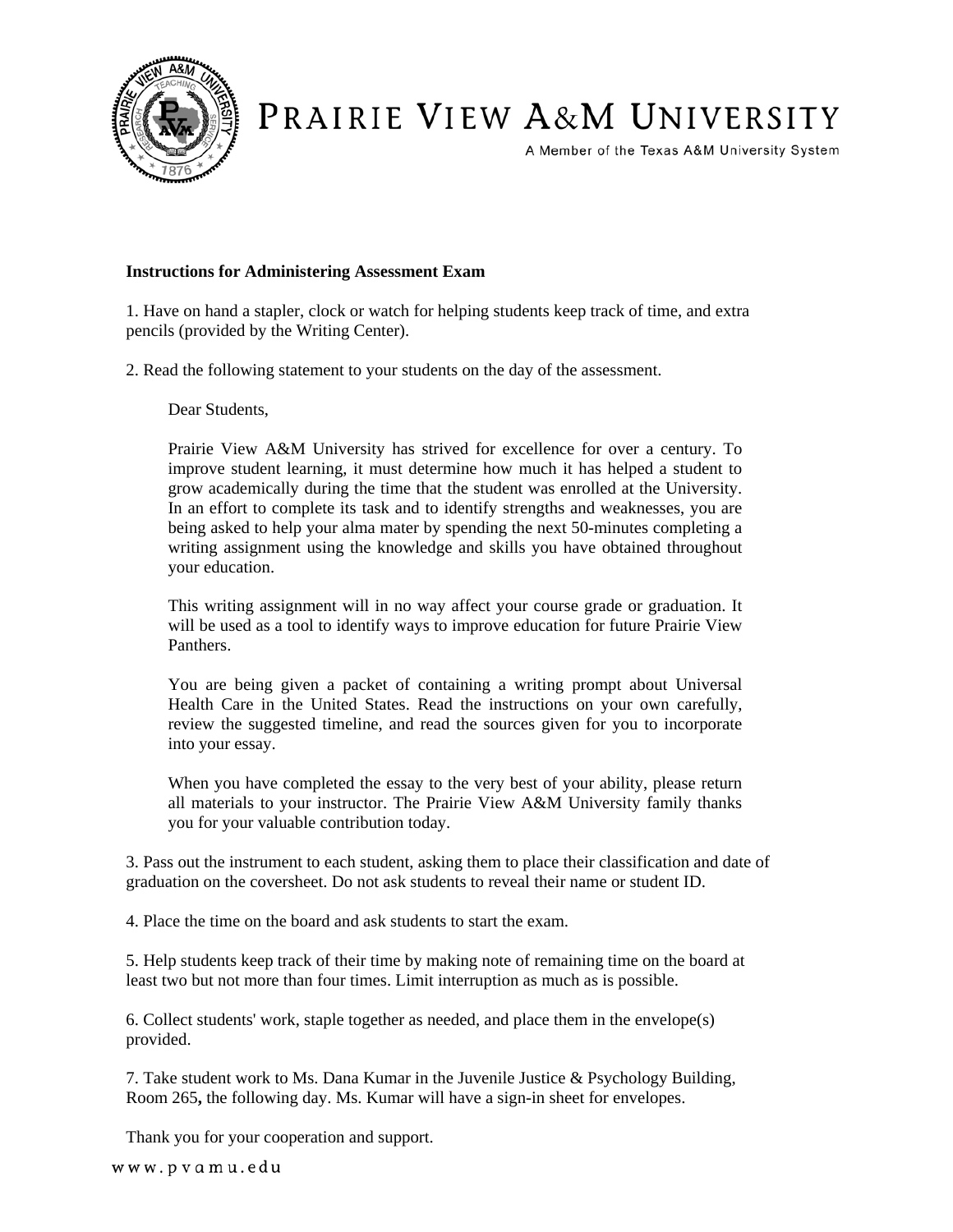# PRAIRIE VIEW A&M UNIVERSITY

A Member of the Texas A&M University System

**Instructions for Administering Assessment Exam**

1. Have on hand a stapler, clock or watch for helping students keep track of time, and extra pencils (provided by the Writing Center).

2. Read the following statement to your students on the day of the assessment.

> Dear Students,
>
> Prairie View A&M University has strived for excellence for over a century. To improve student learning, it must determine how much it has helped a student to grow academically during the time that the student was enrolled at the University. In an effort to complete its task and to identify strengths and weaknesses, you are being asked to help your alma mater by spending the next 50-minutes completing a writing assignment using the knowledge and skills you have obtained throughout your education.
>
> This writing assignment will in no way affect your course grade or graduation. It will be used as a tool to identify ways to improve education for future Prairie View Panthers.
>
> You are being given a packet of containing a writing prompt about Universal Health Care in the United States. Read the instructions on your own carefully, review the suggested timeline, and read the sources given for you to incorporate into your essay.
>
> When you have completed the essay to the very best of your ability, please return all materials to your instructor. The Prairie View A&M University family thanks you for your valuable contribution today.

3. Pass out the instrument to each student, asking them to place their classification and date of graduation on the coversheet. Do not ask students to reveal their name or student ID.

4. Place the time on the board and ask students to start the exam.

5. Help students keep track of their time by making note of remaining time on the board at least two but not more than four times. Limit interruption as much as is possible.

6. Collect students' work, staple together as needed, and place them in the envelope(s) provided.

7. Take student work to Ms. Dana Kumar in the Juvenile Justice & Psychology Building, Room 265**,** the following day. Ms. Kumar will have a sign-in sheet for envelopes.

Thank you for your cooperation and support.

www.pvamu.edu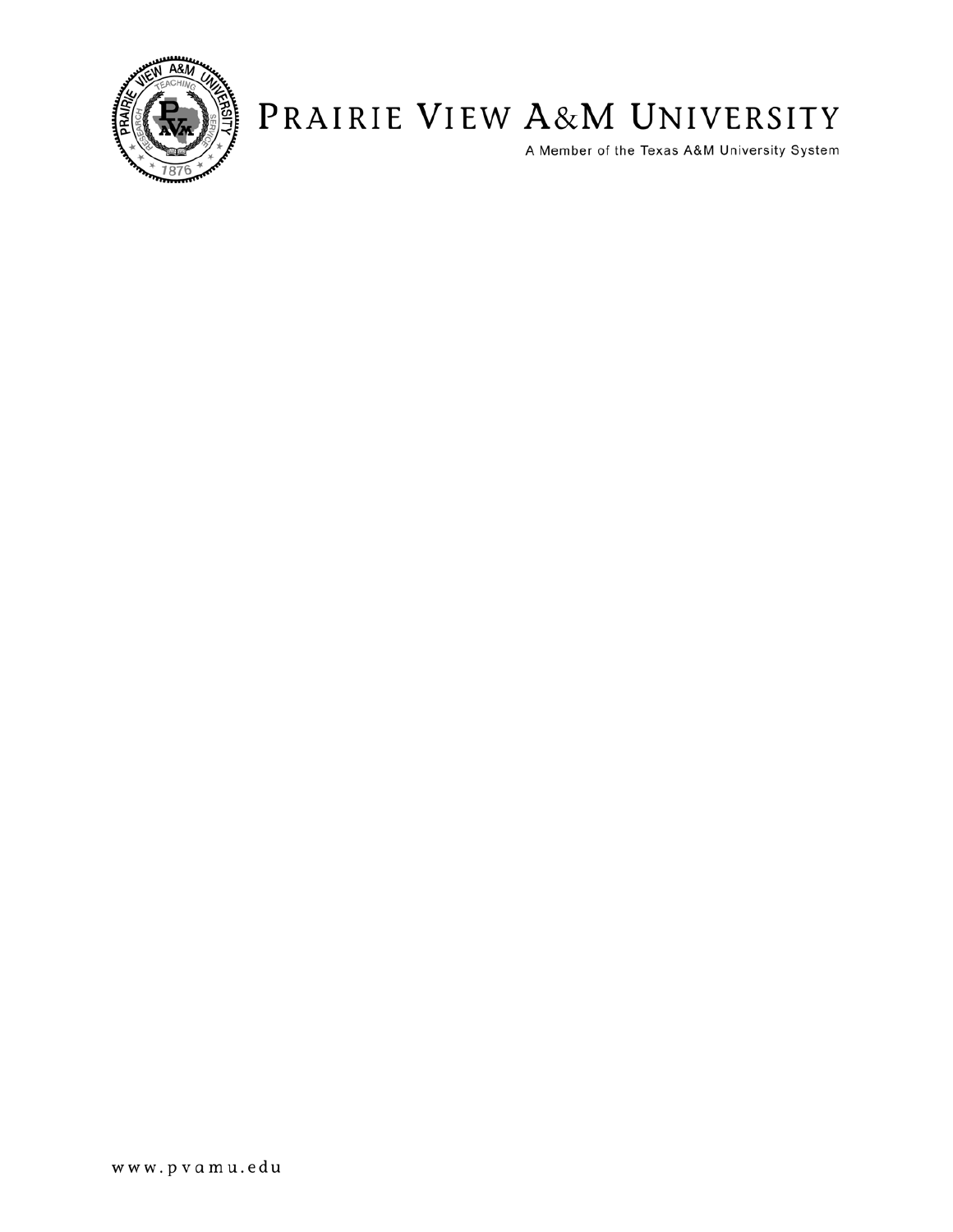PRAIRIE VIEW A&M UNIVERSITY

A Member of the Texas A&M University System

www.pvamu.edu